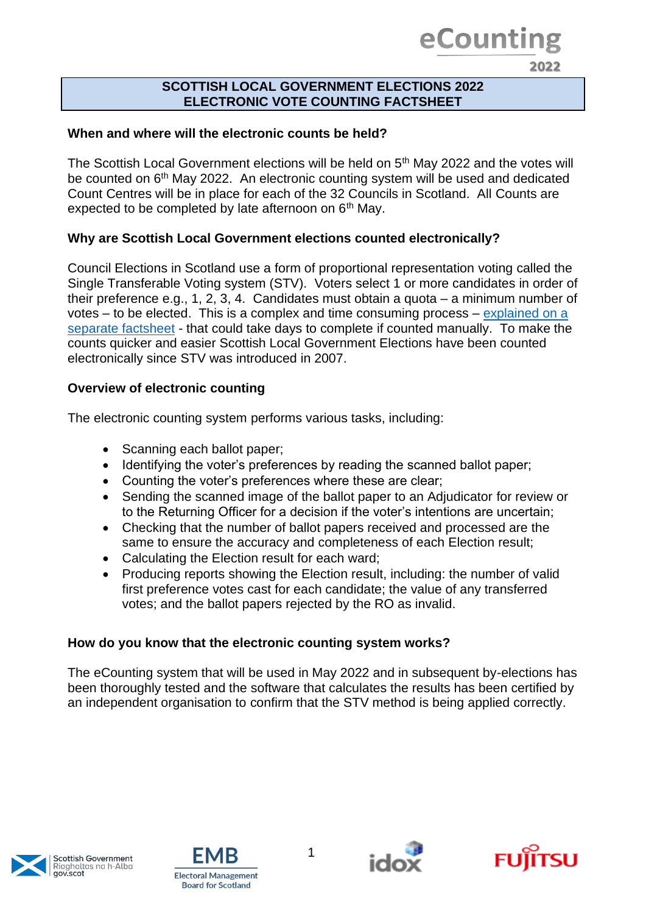eCounting 2022

# SCOTTISH LOCAL GOVERNMENT ELECTIONS 2022 ELECTRONIC VOTE COUNTING FACTSHEET

## When and where will the electronic counts be held?

The Scottish Local Government elections will be held on 5th May 2022 and the votes will be counted on 6th May 2022. An electronic counting system will be used and dedicated Count Centres will be in place for each of the 32 Councils in Scotland. All Counts are expected to be completed by late afternoon on 6th May.

## Why are Scottish Local Government elections counted electronically?

Council Elections in Scotland use a form of proportional representation voting called the Single Transferable Voting system (STV). Voters select 1 or more candidates in order of their preference e.g., 1, 2, 3, 4. Candidates must obtain a quota – a minimum number of votes – to be elected. This is a complex and time consuming process – explained on a separate factsheet - that could take days to complete if counted manually. To make the counts quicker and easier Scottish Local Government Elections have been counted electronically since STV was introduced in 2007.

## Overview of electronic counting

The electronic counting system performs various tasks, including:

- Scanning each ballot paper;
- Identifying the voter's preferences by reading the scanned ballot paper;
- Counting the voter's preferences where these are clear;
- Sending the scanned image of the ballot paper to an Adjudicator for review or to the Returning Officer for a decision if the voter's intentions are uncertain;
- Checking that the number of ballot papers received and processed are the same to ensure the accuracy and completeness of each Election result;
- Calculating the Election result for each ward;
- Producing reports showing the Election result, including: the number of valid first preference votes cast for each candidate; the value of any transferred votes; and the ballot papers rejected by the RO as invalid.

## How do you know that the electronic counting system works?

The eCounting system that will be used in May 2022 and in subsequent by-elections has been thoroughly tested and the software that calculates the results has been certified by an independent organisation to confirm that the STV method is being applied correctly.

Scottish Government Riaghaltas na h-Alba gov.scot | EMB Electoral Management Board for Scotland | idox | FUJITSU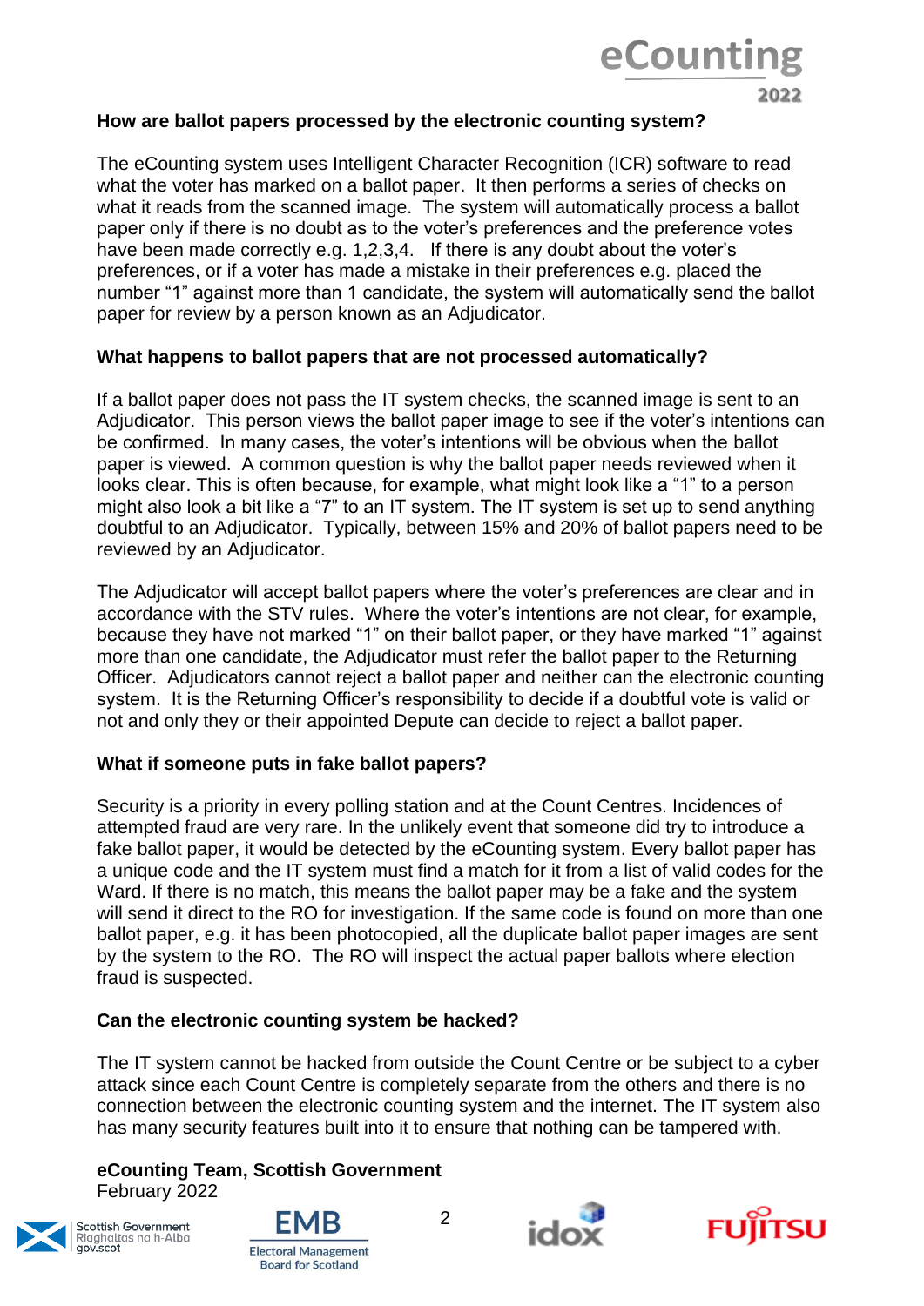### How are ballot papers processed by the electronic counting system?

The eCounting system uses Intelligent Character Recognition (ICR) software to read what the voter has marked on a ballot paper. It then performs a series of checks on what it reads from the scanned image. The system will automatically process a ballot paper only if there is no doubt as to the voter's preferences and the preference votes have been made correctly e.g. 1,2,3,4. If there is any doubt about the voter's preferences, or if a voter has made a mistake in their preferences e.g. placed the number "1" against more than 1 candidate, the system will automatically send the ballot paper for review by a person known as an Adjudicator.

### What happens to ballot papers that are not processed automatically?

If a ballot paper does not pass the IT system checks, the scanned image is sent to an Adjudicator. This person views the ballot paper image to see if the voter's intentions can be confirmed. In many cases, the voter's intentions will be obvious when the ballot paper is viewed. A common question is why the ballot paper needs reviewed when it looks clear. This is often because, for example, what might look like a "1" to a person might also look a bit like a "7" to an IT system. The IT system is set up to send anything doubtful to an Adjudicator. Typically, between 15% and 20% of ballot papers need to be reviewed by an Adjudicator.

The Adjudicator will accept ballot papers where the voter's preferences are clear and in accordance with the STV rules. Where the voter's intentions are not clear, for example, because they have not marked "1" on their ballot paper, or they have marked "1" against more than one candidate, the Adjudicator must refer the ballot paper to the Returning Officer. Adjudicators cannot reject a ballot paper and neither can the electronic counting system. It is the Returning Officer's responsibility to decide if a doubtful vote is valid or not and only they or their appointed Depute can decide to reject a ballot paper.

### What if someone puts in fake ballot papers?

Security is a priority in every polling station and at the Count Centres. Incidences of attempted fraud are very rare. In the unlikely event that someone did try to introduce a fake ballot paper, it would be detected by the eCounting system. Every ballot paper has a unique code and the IT system must find a match for it from a list of valid codes for the Ward. If there is no match, this means the ballot paper may be a fake and the system will send it direct to the RO for investigation. If the same code is found on more than one ballot paper, e.g. it has been photocopied, all the duplicate ballot paper images are sent by the system to the RO. The RO will inspect the actual paper ballots where election fraud is suspected.

### Can the electronic counting system be hacked?

The IT system cannot be hacked from outside the Count Centre or be subject to a cyber attack since each Count Centre is completely separate from the others and there is no connection between the electronic counting system and the internet. The IT system also has many security features built into it to ensure that nothing can be tampered with.

**eCounting Team, Scottish Government**
February 2022